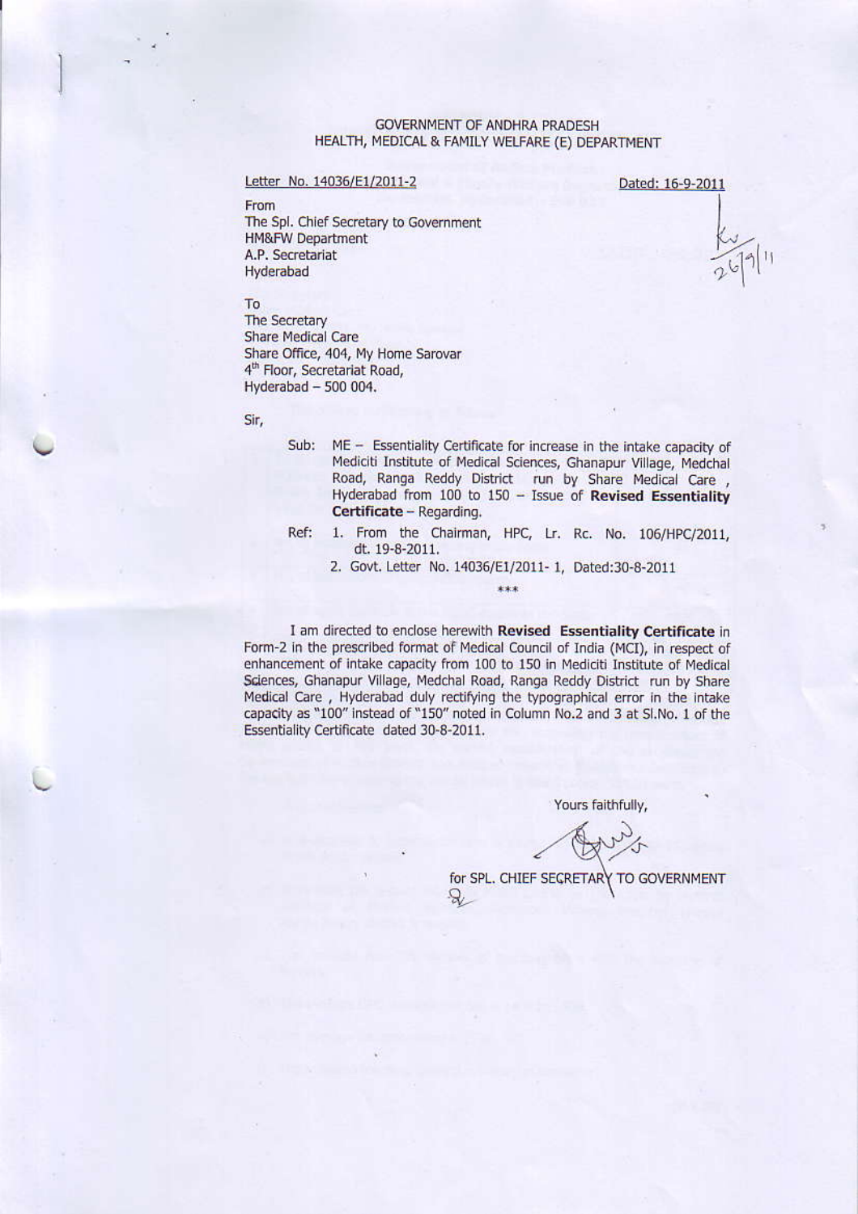GOVERNMENT OF ANDHRA PRADESH
HEALTH, MEDICAL & FAMILY WELFARE (E) DEPARTMENT

Letter No. 14036/E1/2011-2 Dated: 16-9-2011

From
The Spl. Chief Secretary to Government
HM&FW Department
A.P. Secretariat
Hyderabad

To
The Secretary
Share Medical Care
Share Office, 404, My Home Sarovar
4th Floor, Secretariat Road,
Hyderabad – 500 004.

Sir,

Sub: ME – Essentiality Certificate for increase in the intake capacity of Mediciti Institute of Medical Sciences, Ghanapur Village, Medchal Road, Ranga Reddy District run by Share Medical Care, Hyderabad from 100 to 150 – Issue of **Revised Essentiality Certificate** – Regarding.

Ref:
1. From the Chairman, HPC, Lr. Rc. No. 106/HPC/2011, dt. 19-8-2011.
2. Govt. Letter No. 14036/E1/2011- 1, Dated:30-8-2011

\*\*\*

I am directed to enclose herewith **Revised Essentiality Certificate** in Form-2 in the prescribed format of Medical Council of India (MCI), in respect of enhancement of intake capacity from 100 to 150 in Mediciti Institute of Medical Sciences, Ghanapur Village, Medchal Road, Ranga Reddy District run by Share Medical Care, Hyderabad duly rectifying the typographical error in the intake capacity as "100" instead of "150" noted in Column No.2 and 3 at Sl.No. 1 of the Essentiality Certificate dated 30-8-2011.

Yours faithfully,

for SPL. CHIEF SECRETARY TO GOVERNMENT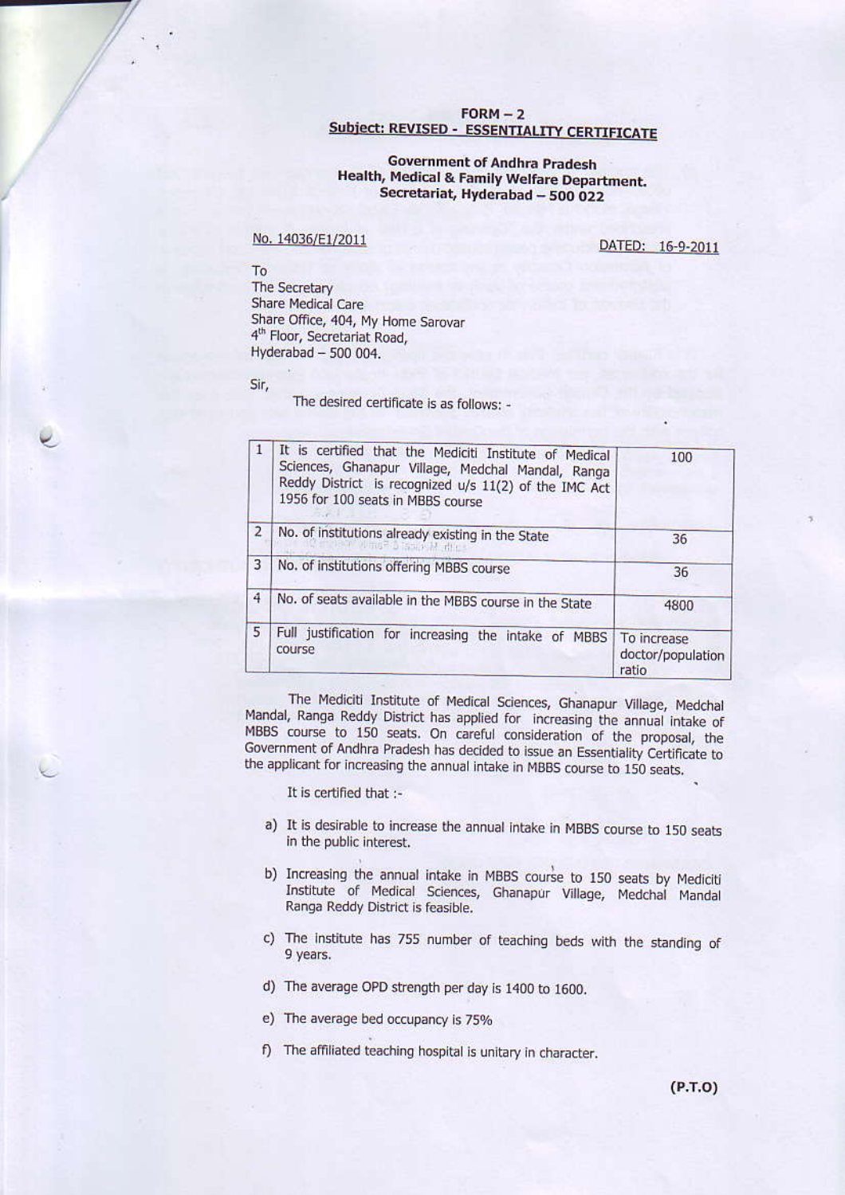**FORM – 2**

**Subject: REVISED - ESSENTIALITY CERTIFICATE**

**Government of Andhra Pradesh**
**Health, Medical & Family Welfare Department.**
**Secretariat, Hyderabad – 500 022**

No. 14036/E1/2011 DATED: 16-9-2011

To
The Secretary
Share Medical Care
Share Office, 404, My Home Sarovar
4th Floor, Secretariat Road,
Hyderabad – 500 004.

Sir,

The desired certificate is as follows: -

| | | |
|---|---|---|
| 1 | It is certified that the Mediciti Institute of Medical Sciences, Ghanapur Village, Medchal Mandal, Ranga Reddy District is recognized u/s 11(2) of the IMC Act 1956 for 100 seats in MBBS course | 100 |
| 2 | No. of institutions already existing in the State | 36 |
| 3 | No. of institutions offering MBBS course | 36 |
| 4 | No. of seats available in the MBBS course in the State | 4800 |
| 5 | Full justification for increasing the intake of MBBS course | To increase doctor/population ratio |

The Mediciti Institute of Medical Sciences, Ghanapur Village, Medchal Mandal, Ranga Reddy District has applied for increasing the annual intake of MBBS course to 150 seats. On careful consideration of the proposal, the Government of Andhra Pradesh has decided to issue an Essentiality Certificate to the applicant for increasing the annual intake in MBBS course to 150 seats.

It is certified that :-

a) It is desirable to increase the annual intake in MBBS course to 150 seats in the public interest.

b) Increasing the annual intake in MBBS course to 150 seats by Mediciti Institute of Medical Sciences, Ghanapur Village, Medchal Mandal Ranga Reddy District is feasible.

c) The institute has 755 number of teaching beds with the standing of 9 years.

d) The average OPD strength per day is 1400 to 1600.

e) The average bed occupancy is 75%

f) The affiliated teaching hospital is unitary in character.

**(P.T.O)**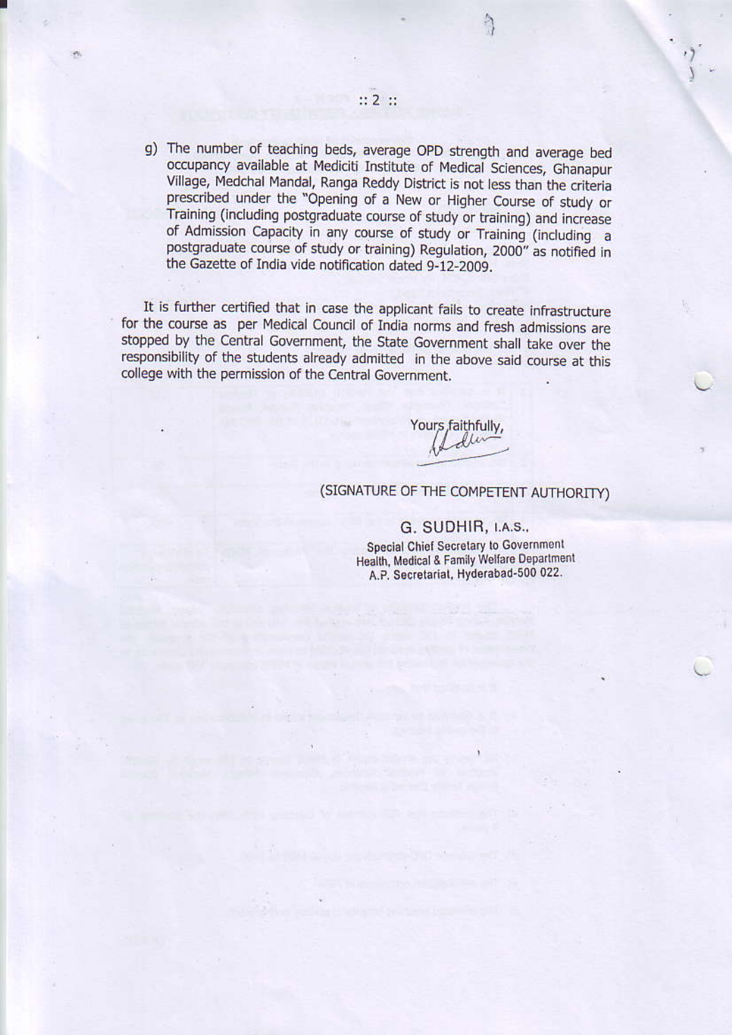g) The number of teaching beds, average OPD strength and average bed occupancy available at Mediciti Institute of Medical Sciences, Ghanapur Village, Medchal Mandal, Ranga Reddy District is not less than the criteria prescribed under the "Opening of a New or Higher Course of study or Training (including postgraduate course of study or training) and increase of Admission Capacity in any course of study or Training (including a postgraduate course of study or training) Regulation, 2000" as notified in the Gazette of India vide notification dated 9-12-2009.

It is further certified that in case the applicant fails to create infrastructure for the course as per Medical Council of India norms and fresh admissions are stopped by the Central Government, the State Government shall take over the responsibility of the students already admitted in the above said course at this college with the permission of the Central Government.

Yours faithfully,

(SIGNATURE OF THE COMPETENT AUTHORITY)

G. SUDHIR, I.A.S.,
Special Chief Secretary to Government
Health, Medical & Family Welfare Department
A.P. Secretariat, Hyderabad-500 022.